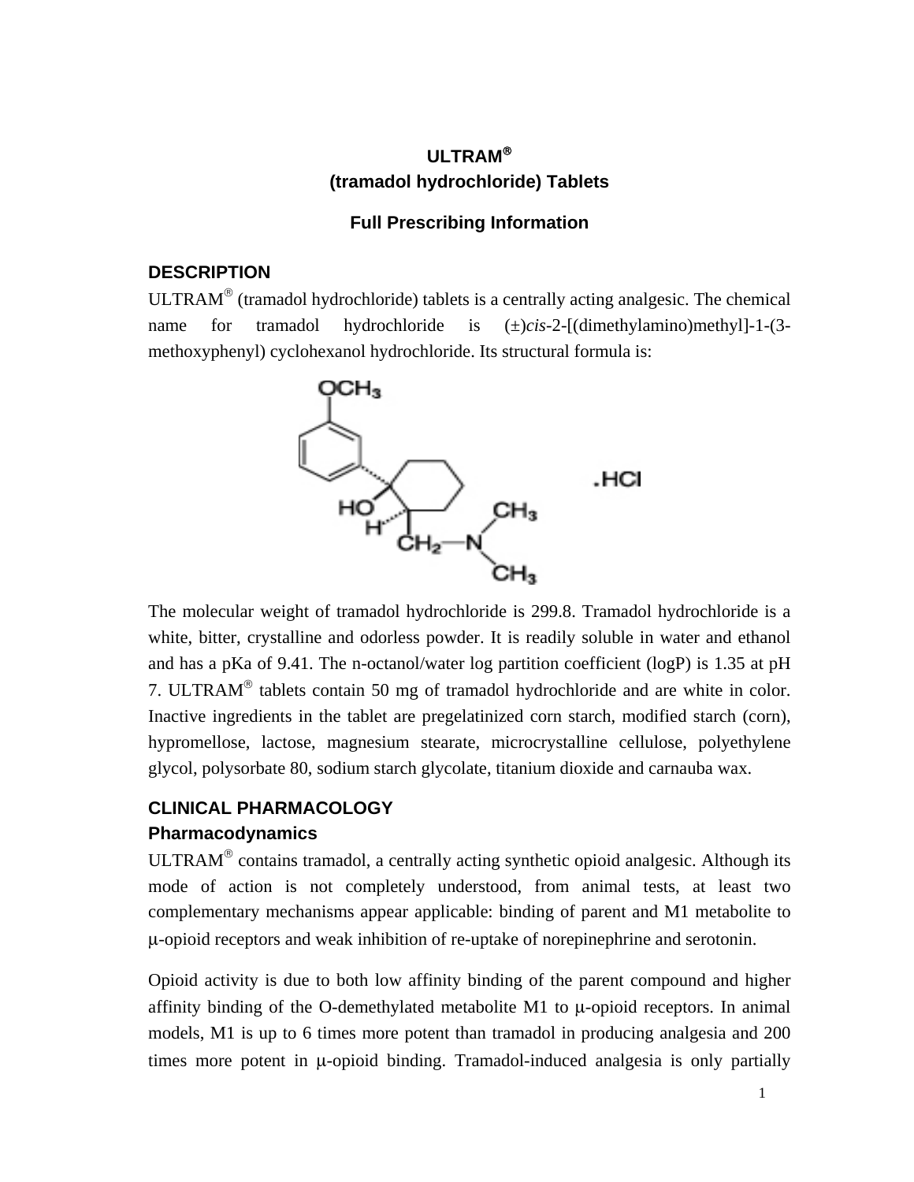**ULTRAM®**
**(tramadol hydrochloride) Tablets**

**Full Prescribing Information**

## DESCRIPTION

ULTRAM® (tramadol hydrochloride) tablets is a centrally acting analgesic. The chemical name for tramadol hydrochloride is (±)*cis*-2-[(dimethylamino)methyl]-1-(3-methoxyphenyl) cyclohexanol hydrochloride. Its structural formula is:

The molecular weight of tramadol hydrochloride is 299.8. Tramadol hydrochloride is a white, bitter, crystalline and odorless powder. It is readily soluble in water and ethanol and has a pKa of 9.41. The n-octanol/water log partition coefficient (logP) is 1.35 at pH 7. ULTRAM® tablets contain 50 mg of tramadol hydrochloride and are white in color. Inactive ingredients in the tablet are pregelatinized corn starch, modified starch (corn), hypromellose, lactose, magnesium stearate, microcrystalline cellulose, polyethylene glycol, polysorbate 80, sodium starch glycolate, titanium dioxide and carnauba wax.

## CLINICAL PHARMACOLOGY

### Pharmacodynamics

ULTRAM® contains tramadol, a centrally acting synthetic opioid analgesic. Although its mode of action is not completely understood, from animal tests, at least two complementary mechanisms appear applicable: binding of parent and M1 metabolite to μ-opioid receptors and weak inhibition of re-uptake of norepinephrine and serotonin.

Opioid activity is due to both low affinity binding of the parent compound and higher affinity binding of the O-demethylated metabolite M1 to μ-opioid receptors. In animal models, M1 is up to 6 times more potent than tramadol in producing analgesia and 200 times more potent in μ-opioid binding. Tramadol-induced analgesia is only partially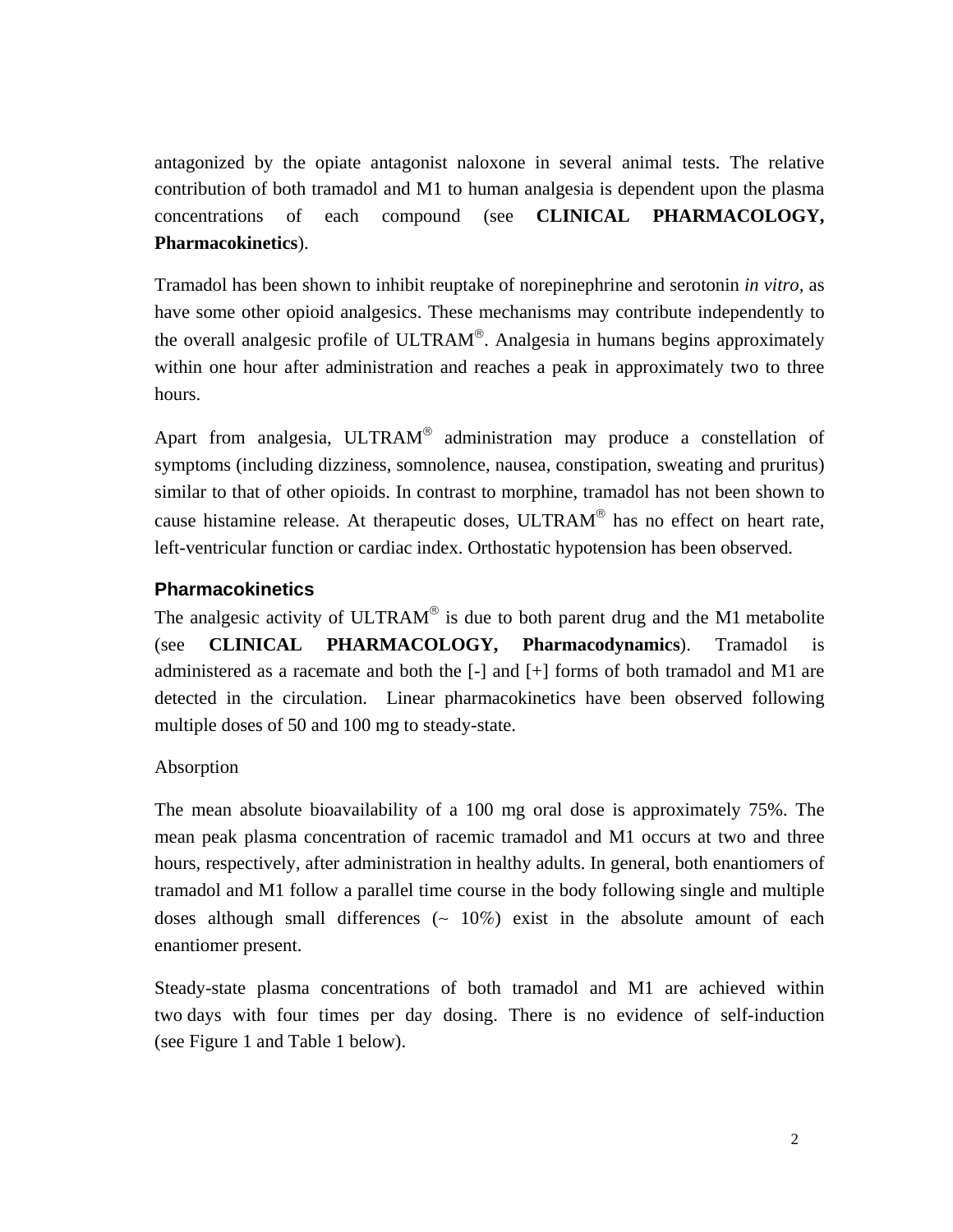antagonized by the opiate antagonist naloxone in several animal tests. The relative contribution of both tramadol and M1 to human analgesia is dependent upon the plasma concentrations of each compound (see **CLINICAL PHARMACOLOGY, Pharmacokinetics**).

Tramadol has been shown to inhibit reuptake of norepinephrine and serotonin *in vitro,* as have some other opioid analgesics. These mechanisms may contribute independently to the overall analgesic profile of ULTRAM®. Analgesia in humans begins approximately within one hour after administration and reaches a peak in approximately two to three hours.

Apart from analgesia, ULTRAM® administration may produce a constellation of symptoms (including dizziness, somnolence, nausea, constipation, sweating and pruritus) similar to that of other opioids. In contrast to morphine, tramadol has not been shown to cause histamine release. At therapeutic doses, ULTRAM® has no effect on heart rate, left-ventricular function or cardiac index. Orthostatic hypotension has been observed.

## Pharmacokinetics

The analgesic activity of ULTRAM® is due to both parent drug and the M1 metabolite (see **CLINICAL PHARMACOLOGY, Pharmacodynamics**). Tramadol is administered as a racemate and both the [-] and [+] forms of both tramadol and M1 are detected in the circulation. Linear pharmacokinetics have been observed following multiple doses of 50 and 100 mg to steady-state.

Absorption

The mean absolute bioavailability of a 100 mg oral dose is approximately 75%. The mean peak plasma concentration of racemic tramadol and M1 occurs at two and three hours, respectively, after administration in healthy adults. In general, both enantiomers of tramadol and M1 follow a parallel time course in the body following single and multiple doses although small differences (~ 10%) exist in the absolute amount of each enantiomer present.

Steady-state plasma concentrations of both tramadol and M1 are achieved within two days with four times per day dosing. There is no evidence of self-induction (see Figure 1 and Table 1 below).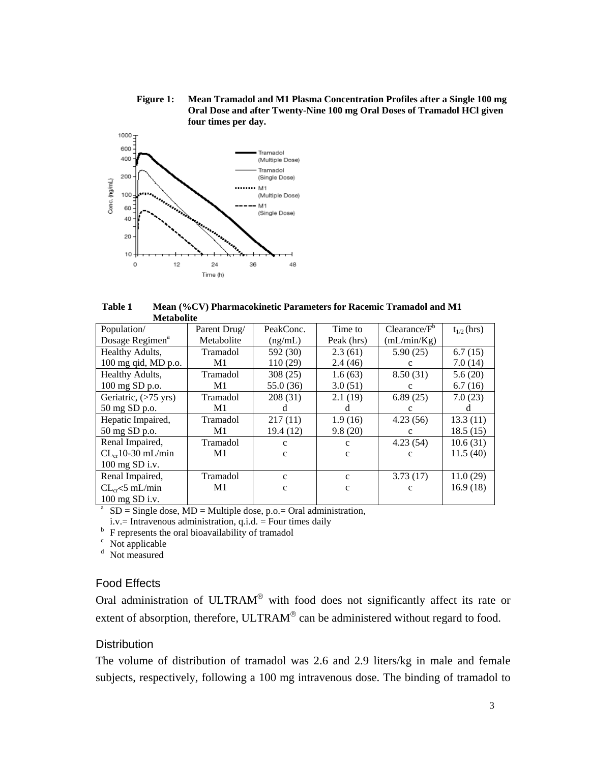**Figure 1: Mean Tramadol and M1 Plasma Concentration Profiles after a Single 100 mg Oral Dose and after Twenty-Nine 100 mg Oral Doses of Tramadol HCl given four times per day.**

**Table 1 Mean (%CV) Pharmacokinetic Parameters for Racemic Tramadol and M1 Metabolite**

| Population/ Dosage Regimen[a] | Parent Drug/ Metabolite | PeakConc. (ng/mL) | Time to Peak (hrs) | Clearance/F[b] (mL/min/Kg) | $t_{1/2}$ (hrs) |
|---|---|---|---|---|---|
| Healthy Adults, 100 mg qid, MD p.o. | Tramadol<br>M1 | 592 (30)<br>110 (29) | 2.3 (61)<br>2.4 (46) | 5.90 (25)<br>c | 6.7 (15)<br>7.0 (14) |
| Healthy Adults, 100 mg SD p.o. | Tramadol<br>M1 | 308 (25)<br>55.0 (36) | 1.6 (63)<br>3.0 (51) | 8.50 (31)<br>c | 5.6 (20)<br>6.7 (16) |
| Geriatric, (>75 yrs) 50 mg SD p.o. | Tramadol<br>M1 | 208 (31)<br>d | 2.1 (19)<br>d | 6.89 (25)<br>c | 7.0 (23)<br>d |
| Hepatic Impaired, 50 mg SD p.o. | Tramadol<br>M1 | 217 (11)<br>19.4 (12) | 1.9 (16)<br>9.8 (20) | 4.23 (56)<br>c | 13.3 (11)<br>18.5 (15) |
| Renal Impaired, $CL_{cr}$10-30 mL/min 100 mg SD i.v. | Tramadol<br>M1 | c<br>c | c<br>c | 4.23 (54)<br>c | 10.6 (31)<br>11.5 (40) |
| Renal Impaired, $CL_{cr}$<5 mL/min 100 mg SD i.v. | Tramadol<br>M1 | c<br>c | c<br>c | 3.73 (17)<br>c | 11.0 (29)<br>16.9 (18) |

[a] SD = Single dose, MD = Multiple dose, p.o.= Oral administration, i.v.= Intravenous administration, q.i.d. = Four times daily
[b] F represents the oral bioavailability of tramadol
[c] Not applicable
[d] Not measured

### Food Effects

Oral administration of ULTRAM® with food does not significantly affect its rate or extent of absorption, therefore, ULTRAM® can be administered without regard to food.

### Distribution

The volume of distribution of tramadol was 2.6 and 2.9 liters/kg in male and female subjects, respectively, following a 100 mg intravenous dose. The binding of tramadol to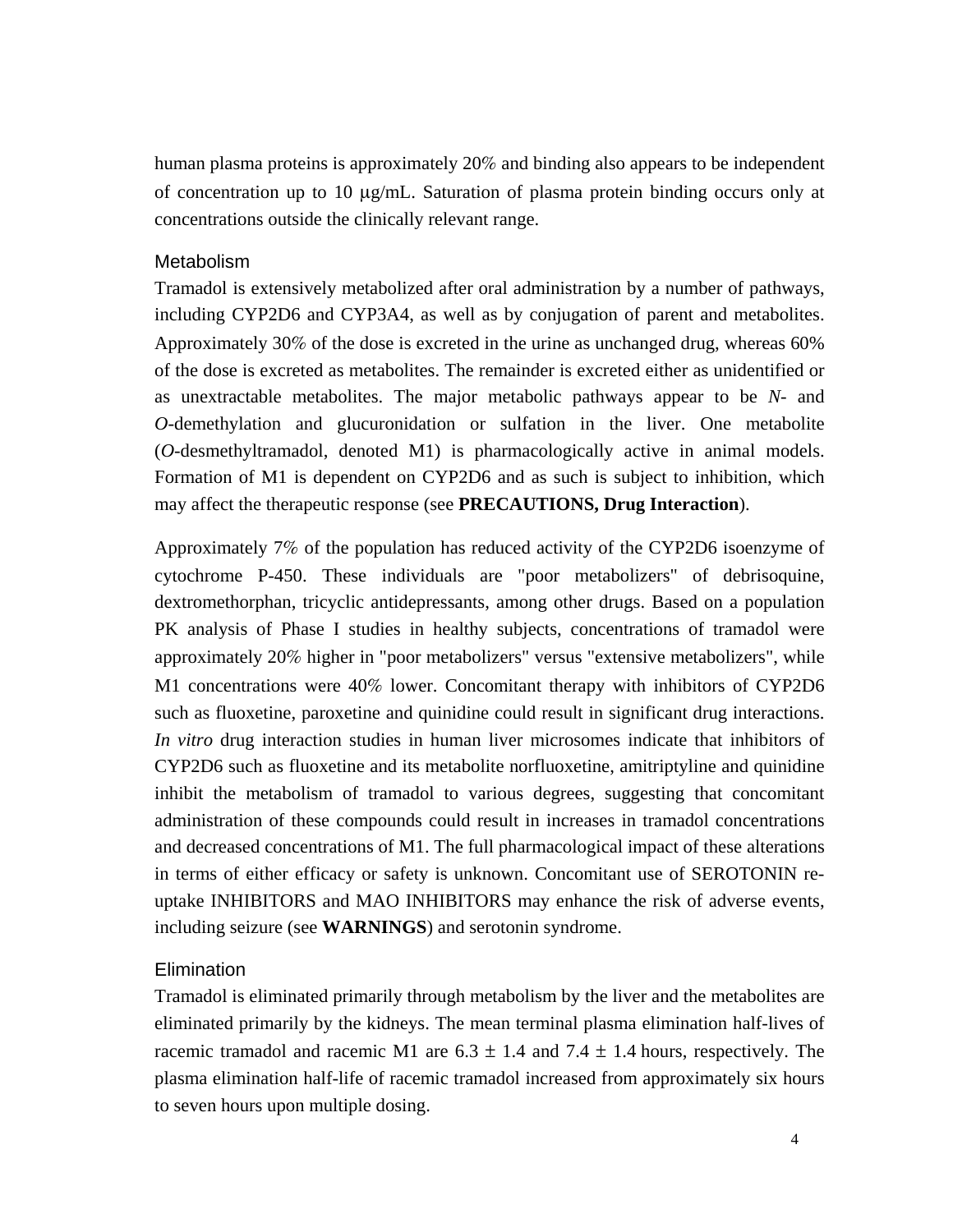human plasma proteins is approximately 20% and binding also appears to be independent of concentration up to 10 μg/mL. Saturation of plasma protein binding occurs only at concentrations outside the clinically relevant range.

### Metabolism

Tramadol is extensively metabolized after oral administration by a number of pathways, including CYP2D6 and CYP3A4, as well as by conjugation of parent and metabolites. Approximately 30% of the dose is excreted in the urine as unchanged drug, whereas 60% of the dose is excreted as metabolites. The remainder is excreted either as unidentified or as unextractable metabolites. The major metabolic pathways appear to be *N*- and *O*-demethylation and glucuronidation or sulfation in the liver. One metabolite (*O*-desmethyltramadol, denoted M1) is pharmacologically active in animal models. Formation of M1 is dependent on CYP2D6 and as such is subject to inhibition, which may affect the therapeutic response (see **PRECAUTIONS, Drug Interaction**).

Approximately 7% of the population has reduced activity of the CYP2D6 isoenzyme of cytochrome P-450. These individuals are "poor metabolizers" of debrisoquine, dextromethorphan, tricyclic antidepressants, among other drugs. Based on a population PK analysis of Phase I studies in healthy subjects, concentrations of tramadol were approximately 20% higher in "poor metabolizers" versus "extensive metabolizers", while M1 concentrations were 40% lower. Concomitant therapy with inhibitors of CYP2D6 such as fluoxetine, paroxetine and quinidine could result in significant drug interactions. *In vitro* drug interaction studies in human liver microsomes indicate that inhibitors of CYP2D6 such as fluoxetine and its metabolite norfluoxetine, amitriptyline and quinidine inhibit the metabolism of tramadol to various degrees, suggesting that concomitant administration of these compounds could result in increases in tramadol concentrations and decreased concentrations of M1. The full pharmacological impact of these alterations in terms of either efficacy or safety is unknown. Concomitant use of SEROTONIN re-uptake INHIBITORS and MAO INHIBITORS may enhance the risk of adverse events, including seizure (see **WARNINGS**) and serotonin syndrome.

### Elimination

Tramadol is eliminated primarily through metabolism by the liver and the metabolites are eliminated primarily by the kidneys. The mean terminal plasma elimination half-lives of racemic tramadol and racemic M1 are $6.3 \pm 1.4$ and $7.4 \pm 1.4$ hours, respectively. The plasma elimination half-life of racemic tramadol increased from approximately six hours to seven hours upon multiple dosing.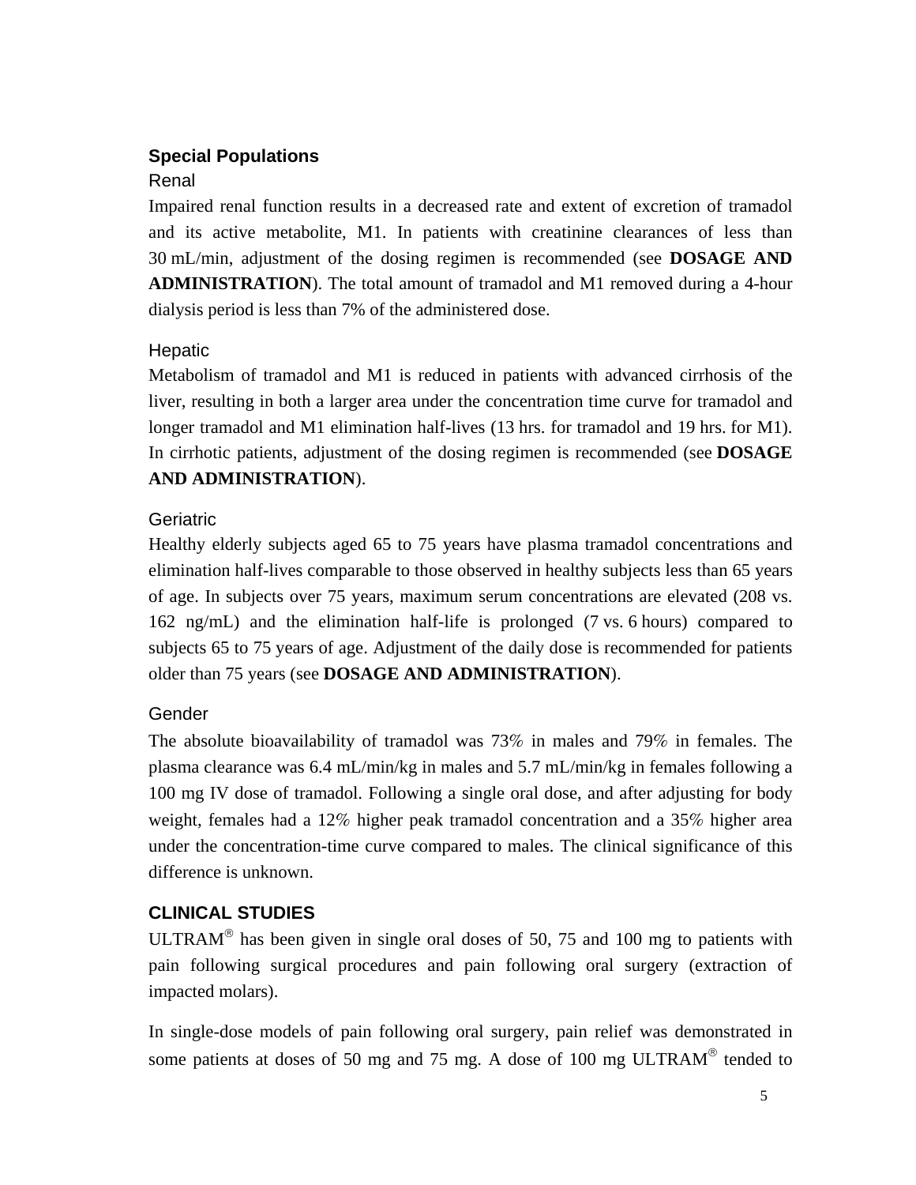## Special Populations

### Renal

Impaired renal function results in a decreased rate and extent of excretion of tramadol and its active metabolite, M1. In patients with creatinine clearances of less than 30 mL/min, adjustment of the dosing regimen is recommended (see **DOSAGE AND ADMINISTRATION**). The total amount of tramadol and M1 removed during a 4-hour dialysis period is less than 7% of the administered dose.

### Hepatic

Metabolism of tramadol and M1 is reduced in patients with advanced cirrhosis of the liver, resulting in both a larger area under the concentration time curve for tramadol and longer tramadol and M1 elimination half-lives (13 hrs. for tramadol and 19 hrs. for M1). In cirrhotic patients, adjustment of the dosing regimen is recommended (see **DOSAGE AND ADMINISTRATION**).

### Geriatric

Healthy elderly subjects aged 65 to 75 years have plasma tramadol concentrations and elimination half-lives comparable to those observed in healthy subjects less than 65 years of age. In subjects over 75 years, maximum serum concentrations are elevated (208 vs. 162 ng/mL) and the elimination half-life is prolonged (7 vs. 6 hours) compared to subjects 65 to 75 years of age. Adjustment of the daily dose is recommended for patients older than 75 years (see **DOSAGE AND ADMINISTRATION**).

### Gender

The absolute bioavailability of tramadol was 73% in males and 79% in females. The plasma clearance was 6.4 mL/min/kg in males and 5.7 mL/min/kg in females following a 100 mg IV dose of tramadol. Following a single oral dose, and after adjusting for body weight, females had a 12% higher peak tramadol concentration and a 35% higher area under the concentration-time curve compared to males. The clinical significance of this difference is unknown.

## CLINICAL STUDIES

ULTRAM® has been given in single oral doses of 50, 75 and 100 mg to patients with pain following surgical procedures and pain following oral surgery (extraction of impacted molars).

In single-dose models of pain following oral surgery, pain relief was demonstrated in some patients at doses of 50 mg and 75 mg. A dose of 100 mg ULTRAM® tended to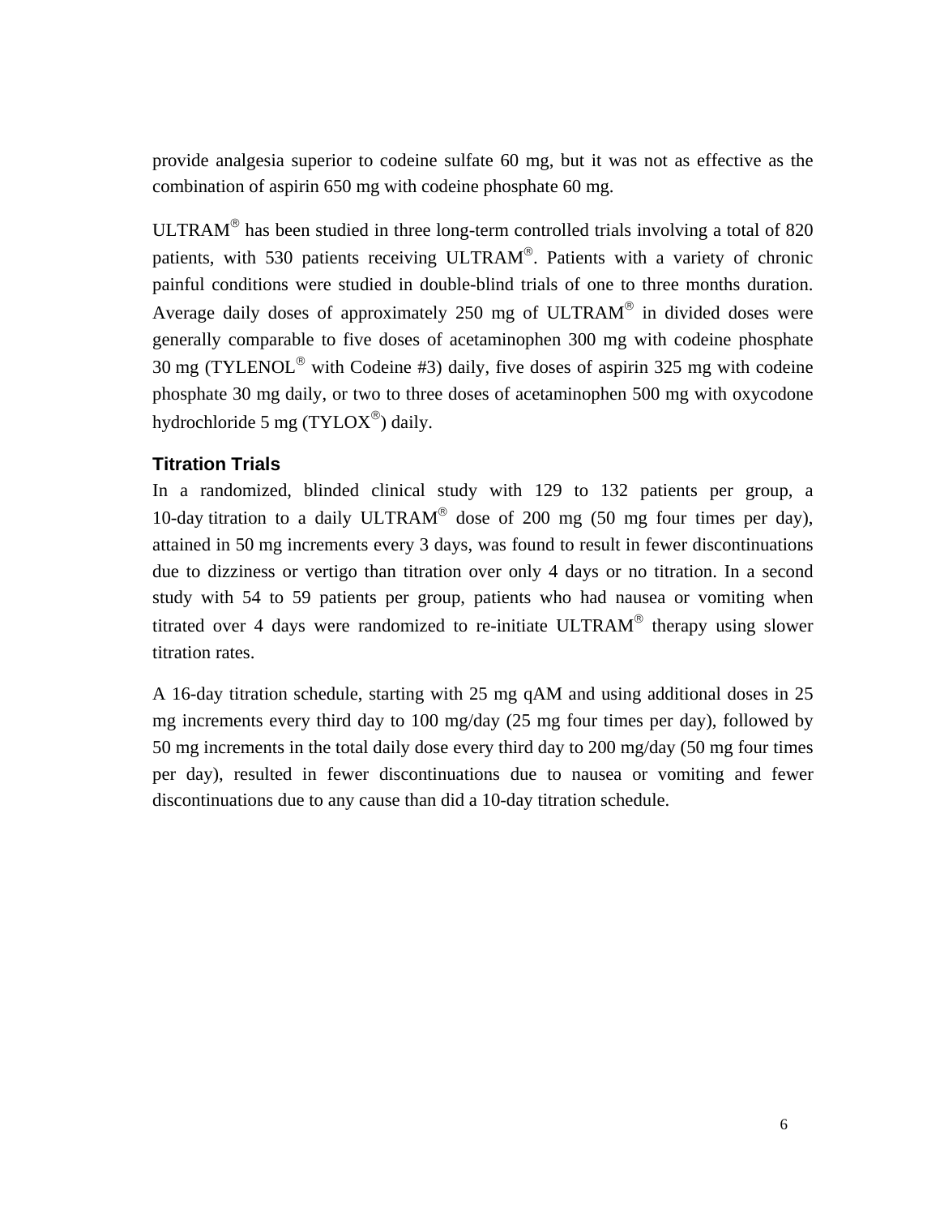provide analgesia superior to codeine sulfate 60 mg, but it was not as effective as the combination of aspirin 650 mg with codeine phosphate 60 mg.

ULTRAM® has been studied in three long-term controlled trials involving a total of 820 patients, with 530 patients receiving ULTRAM®. Patients with a variety of chronic painful conditions were studied in double-blind trials of one to three months duration. Average daily doses of approximately 250 mg of ULTRAM® in divided doses were generally comparable to five doses of acetaminophen 300 mg with codeine phosphate 30 mg (TYLENOL® with Codeine #3) daily, five doses of aspirin 325 mg with codeine phosphate 30 mg daily, or two to three doses of acetaminophen 500 mg with oxycodone hydrochloride 5 mg (TYLOX®) daily.

### Titration Trials

In a randomized, blinded clinical study with 129 to 132 patients per group, a 10-day titration to a daily ULTRAM® dose of 200 mg (50 mg four times per day), attained in 50 mg increments every 3 days, was found to result in fewer discontinuations due to dizziness or vertigo than titration over only 4 days or no titration. In a second study with 54 to 59 patients per group, patients who had nausea or vomiting when titrated over 4 days were randomized to re-initiate ULTRAM® therapy using slower titration rates.

A 16-day titration schedule, starting with 25 mg qAM and using additional doses in 25 mg increments every third day to 100 mg/day (25 mg four times per day), followed by 50 mg increments in the total daily dose every third day to 200 mg/day (50 mg four times per day), resulted in fewer discontinuations due to nausea or vomiting and fewer discontinuations due to any cause than did a 10-day titration schedule.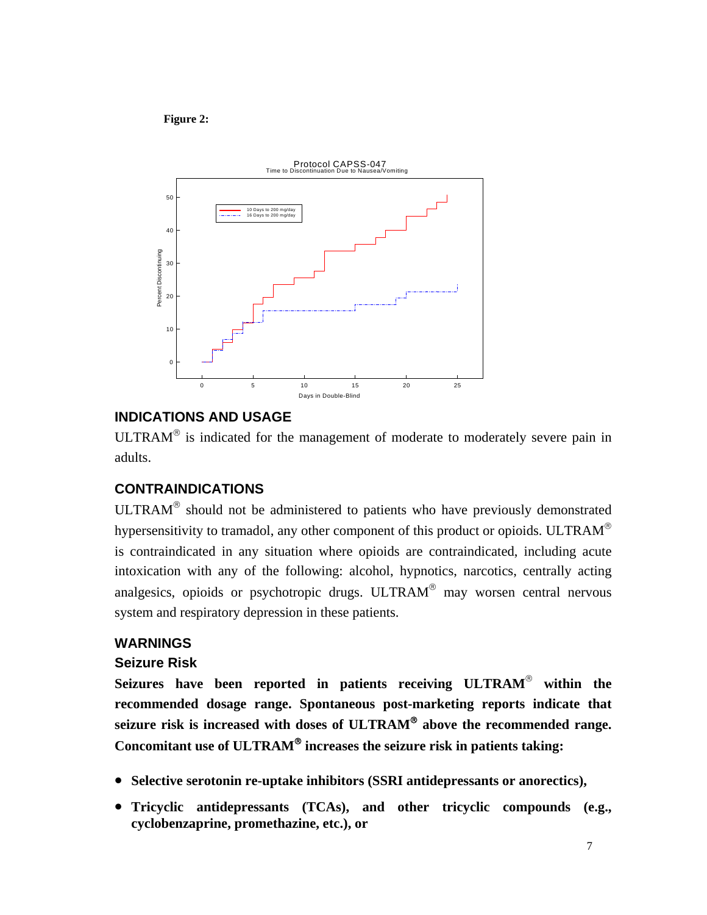**Figure 2:**

Protocol CAPSS-047
Time to Discontinuation Due to Nausea/Vomiting

## INDICATIONS AND USAGE

ULTRAM® is indicated for the management of moderate to moderately severe pain in adults.

## CONTRAINDICATIONS

ULTRAM® should not be administered to patients who have previously demonstrated hypersensitivity to tramadol, any other component of this product or opioids. ULTRAM® is contraindicated in any situation where opioids are contraindicated, including acute intoxication with any of the following: alcohol, hypnotics, narcotics, centrally acting analgesics, opioids or psychotropic drugs. ULTRAM® may worsen central nervous system and respiratory depression in these patients.

## WARNINGS

### Seizure Risk

**Seizures have been reported in patients receiving ULTRAM® within the recommended dosage range. Spontaneous post-marketing reports indicate that seizure risk is increased with doses of ULTRAM® above the recommended range. Concomitant use of ULTRAM® increases the seizure risk in patients taking:**

- **Selective serotonin re-uptake inhibitors (SSRI antidepressants or anorectics),**
- **Tricyclic antidepressants (TCAs), and other tricyclic compounds (e.g., cyclobenzaprine, promethazine, etc.), or**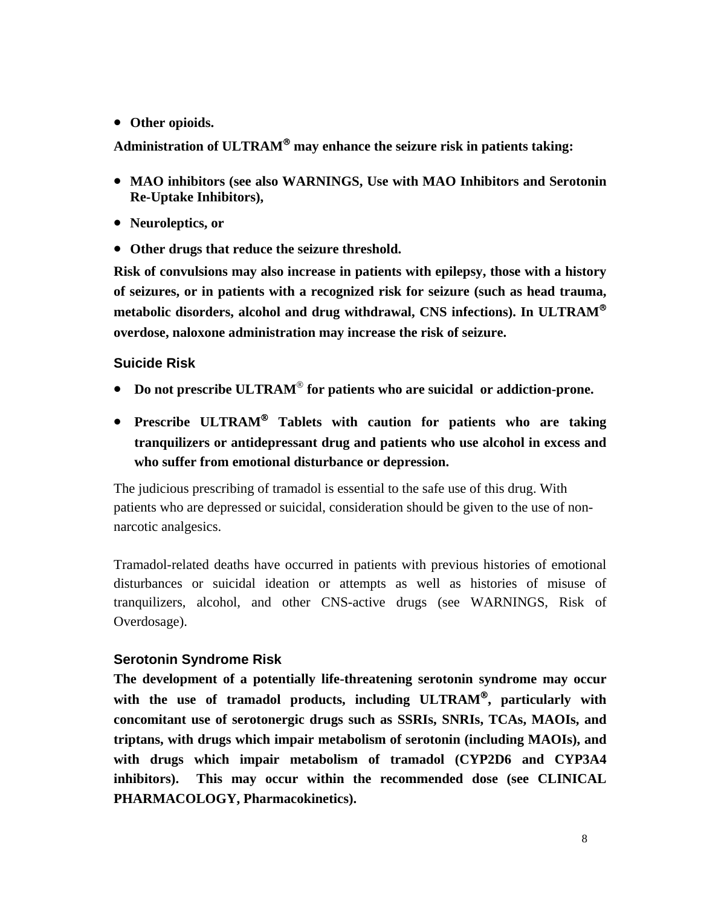- **Other opioids.**

**Administration of ULTRAM® may enhance the seizure risk in patients taking:**

- **MAO inhibitors (see also WARNINGS, Use with MAO Inhibitors and Serotonin Re-Uptake Inhibitors),**
- **Neuroleptics, or**
- **Other drugs that reduce the seizure threshold.**

**Risk of convulsions may also increase in patients with epilepsy, those with a history of seizures, or in patients with a recognized risk for seizure (such as head trauma, metabolic disorders, alcohol and drug withdrawal, CNS infections). In ULTRAM® overdose, naloxone administration may increase the risk of seizure.**

### Suicide Risk

- **Do not prescribe ULTRAM® for patients who are suicidal or addiction-prone.**
- **Prescribe ULTRAM® Tablets with caution for patients who are taking tranquilizers or antidepressant drug and patients who use alcohol in excess and who suffer from emotional disturbance or depression.**

The judicious prescribing of tramadol is essential to the safe use of this drug. With patients who are depressed or suicidal, consideration should be given to the use of non-narcotic analgesics.

Tramadol-related deaths have occurred in patients with previous histories of emotional disturbances or suicidal ideation or attempts as well as histories of misuse of tranquilizers, alcohol, and other CNS-active drugs (see WARNINGS, Risk of Overdosage).

### Serotonin Syndrome Risk

**The development of a potentially life-threatening serotonin syndrome may occur with the use of tramadol products, including ULTRAM®, particularly with concomitant use of serotonergic drugs such as SSRIs, SNRIs, TCAs, MAOIs, and triptans, with drugs which impair metabolism of serotonin (including MAOIs), and with drugs which impair metabolism of tramadol (CYP2D6 and CYP3A4 inhibitors). This may occur within the recommended dose (see CLINICAL PHARMACOLOGY, Pharmacokinetics).**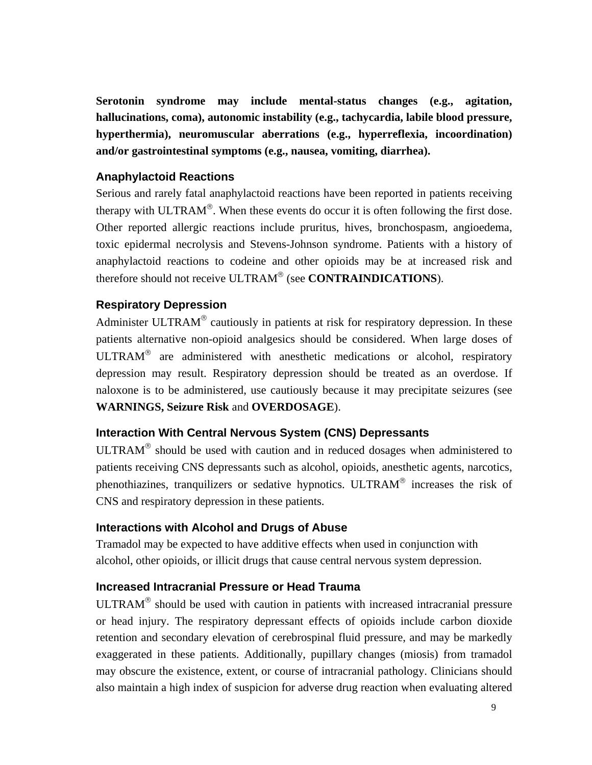**Serotonin syndrome may include mental-status changes (e.g., agitation, hallucinations, coma), autonomic instability (e.g., tachycardia, labile blood pressure, hyperthermia), neuromuscular aberrations (e.g., hyperreflexia, incoordination) and/or gastrointestinal symptoms (e.g., nausea, vomiting, diarrhea).**

### Anaphylactoid Reactions

Serious and rarely fatal anaphylactoid reactions have been reported in patients receiving therapy with ULTRAM®. When these events do occur it is often following the first dose. Other reported allergic reactions include pruritus, hives, bronchospasm, angioedema, toxic epidermal necrolysis and Stevens-Johnson syndrome. Patients with a history of anaphylactoid reactions to codeine and other opioids may be at increased risk and therefore should not receive ULTRAM® (see **CONTRAINDICATIONS**).

### Respiratory Depression

Administer ULTRAM® cautiously in patients at risk for respiratory depression. In these patients alternative non-opioid analgesics should be considered. When large doses of ULTRAM® are administered with anesthetic medications or alcohol, respiratory depression may result. Respiratory depression should be treated as an overdose. If naloxone is to be administered, use cautiously because it may precipitate seizures (see **WARNINGS, Seizure Risk** and **OVERDOSAGE**).

### Interaction With Central Nervous System (CNS) Depressants

ULTRAM® should be used with caution and in reduced dosages when administered to patients receiving CNS depressants such as alcohol, opioids, anesthetic agents, narcotics, phenothiazines, tranquilizers or sedative hypnotics. ULTRAM® increases the risk of CNS and respiratory depression in these patients.

### Interactions with Alcohol and Drugs of Abuse

Tramadol may be expected to have additive effects when used in conjunction with alcohol, other opioids, or illicit drugs that cause central nervous system depression.

### Increased Intracranial Pressure or Head Trauma

ULTRAM® should be used with caution in patients with increased intracranial pressure or head injury. The respiratory depressant effects of opioids include carbon dioxide retention and secondary elevation of cerebrospinal fluid pressure, and may be markedly exaggerated in these patients. Additionally, pupillary changes (miosis) from tramadol may obscure the existence, extent, or course of intracranial pathology. Clinicians should also maintain a high index of suspicion for adverse drug reaction when evaluating altered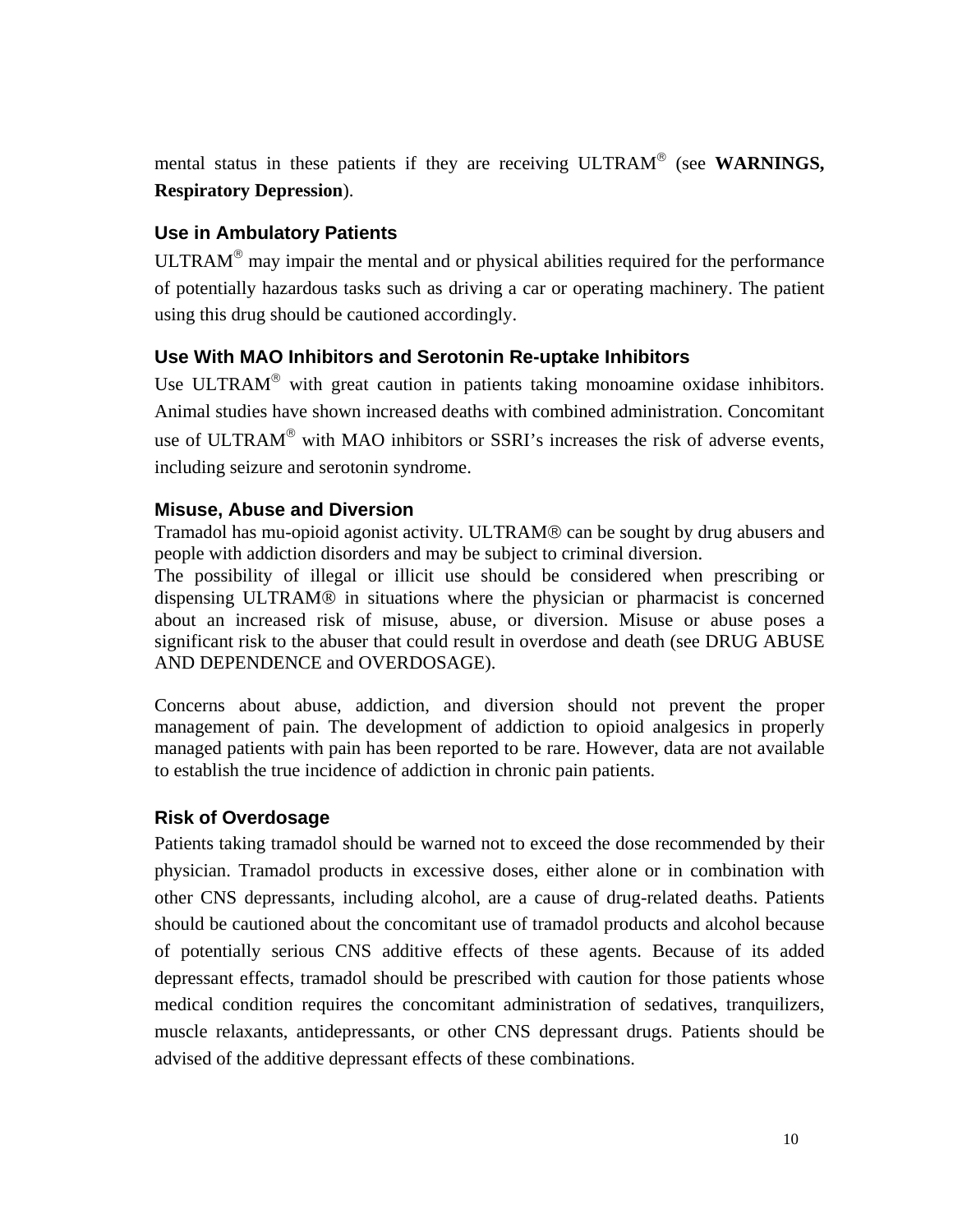mental status in these patients if they are receiving ULTRAM® (see **WARNINGS, Respiratory Depression**).

### Use in Ambulatory Patients

ULTRAM® may impair the mental and or physical abilities required for the performance of potentially hazardous tasks such as driving a car or operating machinery. The patient using this drug should be cautioned accordingly.

### Use With MAO Inhibitors and Serotonin Re-uptake Inhibitors

Use ULTRAM® with great caution in patients taking monoamine oxidase inhibitors. Animal studies have shown increased deaths with combined administration. Concomitant use of ULTRAM® with MAO inhibitors or SSRI's increases the risk of adverse events, including seizure and serotonin syndrome.

### Misuse, Abuse and Diversion

Tramadol has mu-opioid agonist activity. ULTRAM® can be sought by drug abusers and people with addiction disorders and may be subject to criminal diversion.

The possibility of illegal or illicit use should be considered when prescribing or dispensing ULTRAM® in situations where the physician or pharmacist is concerned about an increased risk of misuse, abuse, or diversion. Misuse or abuse poses a significant risk to the abuser that could result in overdose and death (see DRUG ABUSE AND DEPENDENCE and OVERDOSAGE).

Concerns about abuse, addiction, and diversion should not prevent the proper management of pain. The development of addiction to opioid analgesics in properly managed patients with pain has been reported to be rare. However, data are not available to establish the true incidence of addiction in chronic pain patients.

### Risk of Overdosage

Patients taking tramadol should be warned not to exceed the dose recommended by their physician. Tramadol products in excessive doses, either alone or in combination with other CNS depressants, including alcohol, are a cause of drug-related deaths. Patients should be cautioned about the concomitant use of tramadol products and alcohol because of potentially serious CNS additive effects of these agents. Because of its added depressant effects, tramadol should be prescribed with caution for those patients whose medical condition requires the concomitant administration of sedatives, tranquilizers, muscle relaxants, antidepressants, or other CNS depressant drugs. Patients should be advised of the additive depressant effects of these combinations.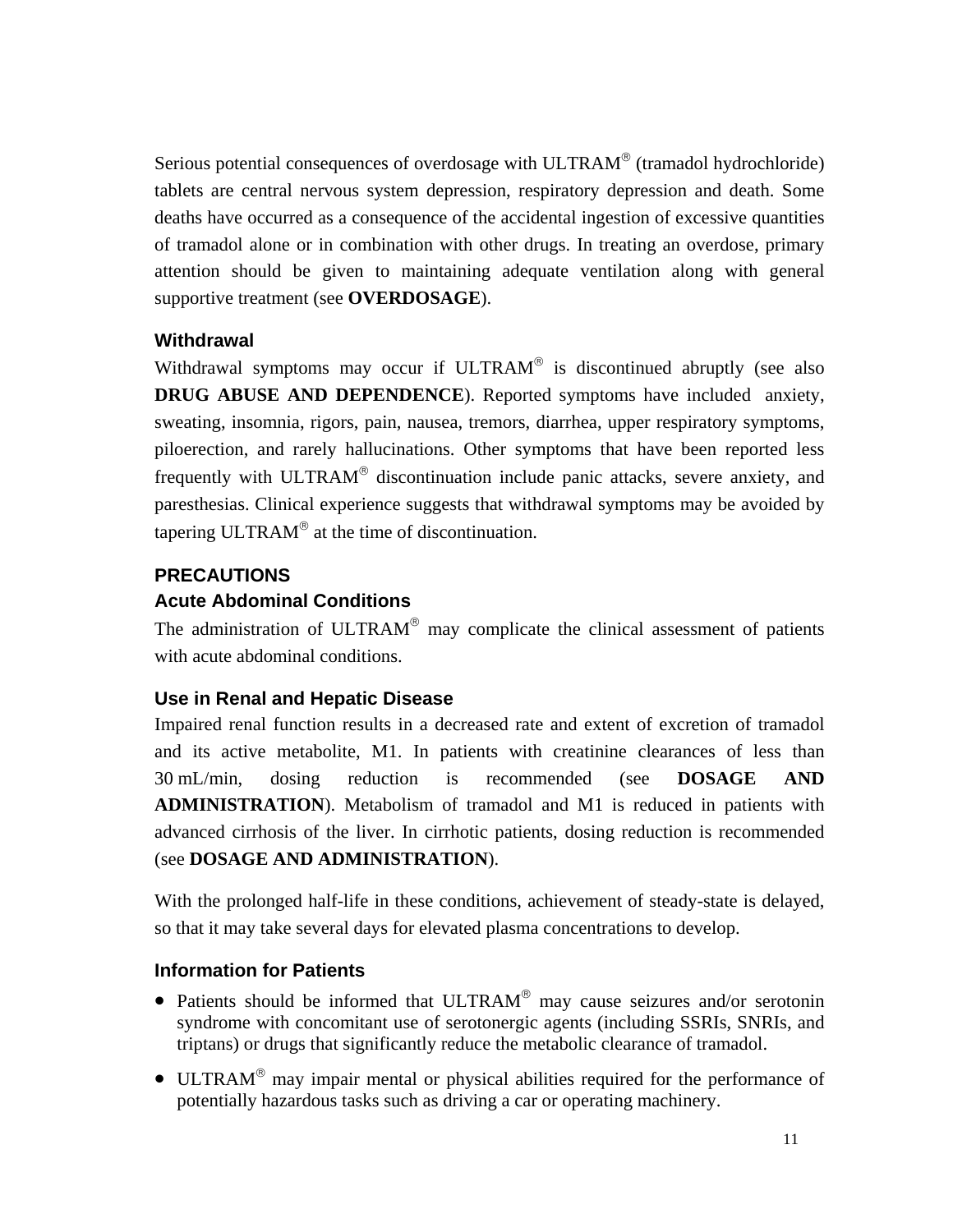Serious potential consequences of overdosage with ULTRAM® (tramadol hydrochloride) tablets are central nervous system depression, respiratory depression and death. Some deaths have occurred as a consequence of the accidental ingestion of excessive quantities of tramadol alone or in combination with other drugs. In treating an overdose, primary attention should be given to maintaining adequate ventilation along with general supportive treatment (see **OVERDOSAGE**).

### Withdrawal

Withdrawal symptoms may occur if ULTRAM® is discontinued abruptly (see also **DRUG ABUSE AND DEPENDENCE**). Reported symptoms have included anxiety, sweating, insomnia, rigors, pain, nausea, tremors, diarrhea, upper respiratory symptoms, piloerection, and rarely hallucinations. Other symptoms that have been reported less frequently with ULTRAM® discontinuation include panic attacks, severe anxiety, and paresthesias. Clinical experience suggests that withdrawal symptoms may be avoided by tapering ULTRAM® at the time of discontinuation.

## PRECAUTIONS

### Acute Abdominal Conditions

The administration of ULTRAM® may complicate the clinical assessment of patients with acute abdominal conditions.

### Use in Renal and Hepatic Disease

Impaired renal function results in a decreased rate and extent of excretion of tramadol and its active metabolite, M1. In patients with creatinine clearances of less than 30 mL/min, dosing reduction is recommended (see **DOSAGE AND ADMINISTRATION**). Metabolism of tramadol and M1 is reduced in patients with advanced cirrhosis of the liver. In cirrhotic patients, dosing reduction is recommended (see **DOSAGE AND ADMINISTRATION**).

With the prolonged half-life in these conditions, achievement of steady-state is delayed, so that it may take several days for elevated plasma concentrations to develop.

### Information for Patients

- Patients should be informed that ULTRAM® may cause seizures and/or serotonin syndrome with concomitant use of serotonergic agents (including SSRIs, SNRIs, and triptans) or drugs that significantly reduce the metabolic clearance of tramadol.
- ULTRAM® may impair mental or physical abilities required for the performance of potentially hazardous tasks such as driving a car or operating machinery.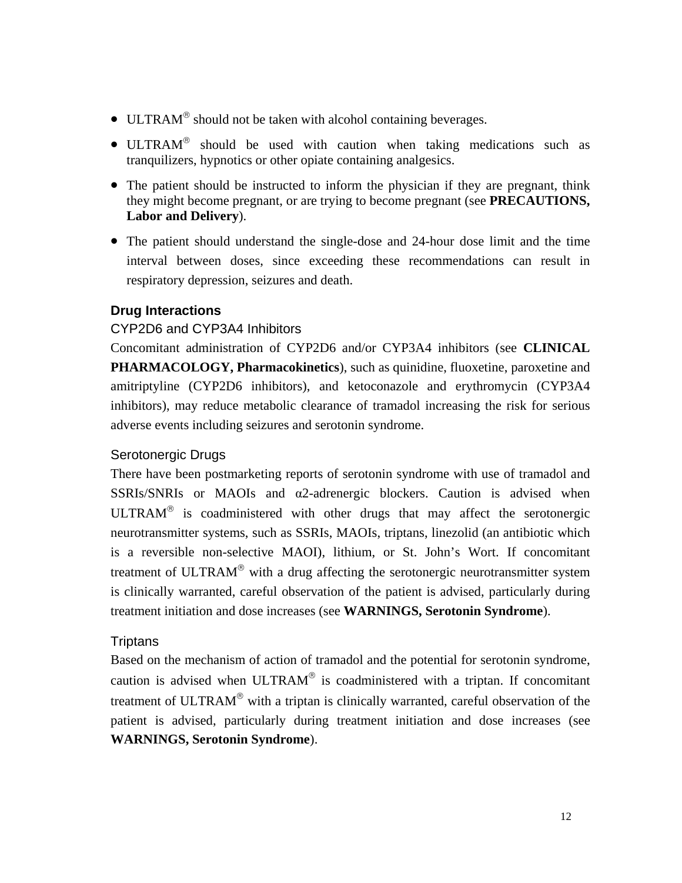- ULTRAM® should not be taken with alcohol containing beverages.
- ULTRAM® should be used with caution when taking medications such as tranquilizers, hypnotics or other opiate containing analgesics.
- The patient should be instructed to inform the physician if they are pregnant, think they might become pregnant, or are trying to become pregnant (see **PRECAUTIONS, Labor and Delivery**).
- The patient should understand the single-dose and 24-hour dose limit and the time interval between doses, since exceeding these recommendations can result in respiratory depression, seizures and death.

## Drug Interactions

### CYP2D6 and CYP3A4 Inhibitors

Concomitant administration of CYP2D6 and/or CYP3A4 inhibitors (see **CLINICAL PHARMACOLOGY, Pharmacokinetics**), such as quinidine, fluoxetine, paroxetine and amitriptyline (CYP2D6 inhibitors), and ketoconazole and erythromycin (CYP3A4 inhibitors), may reduce metabolic clearance of tramadol increasing the risk for serious adverse events including seizures and serotonin syndrome.

### Serotonergic Drugs

There have been postmarketing reports of serotonin syndrome with use of tramadol and SSRIs/SNRIs or MAOIs and α2-adrenergic blockers. Caution is advised when ULTRAM® is coadministered with other drugs that may affect the serotonergic neurotransmitter systems, such as SSRIs, MAOIs, triptans, linezolid (an antibiotic which is a reversible non-selective MAOI), lithium, or St. John's Wort. If concomitant treatment of ULTRAM® with a drug affecting the serotonergic neurotransmitter system is clinically warranted, careful observation of the patient is advised, particularly during treatment initiation and dose increases (see **WARNINGS, Serotonin Syndrome**).

### Triptans

Based on the mechanism of action of tramadol and the potential for serotonin syndrome, caution is advised when ULTRAM® is coadministered with a triptan. If concomitant treatment of ULTRAM® with a triptan is clinically warranted, careful observation of the patient is advised, particularly during treatment initiation and dose increases (see **WARNINGS, Serotonin Syndrome**).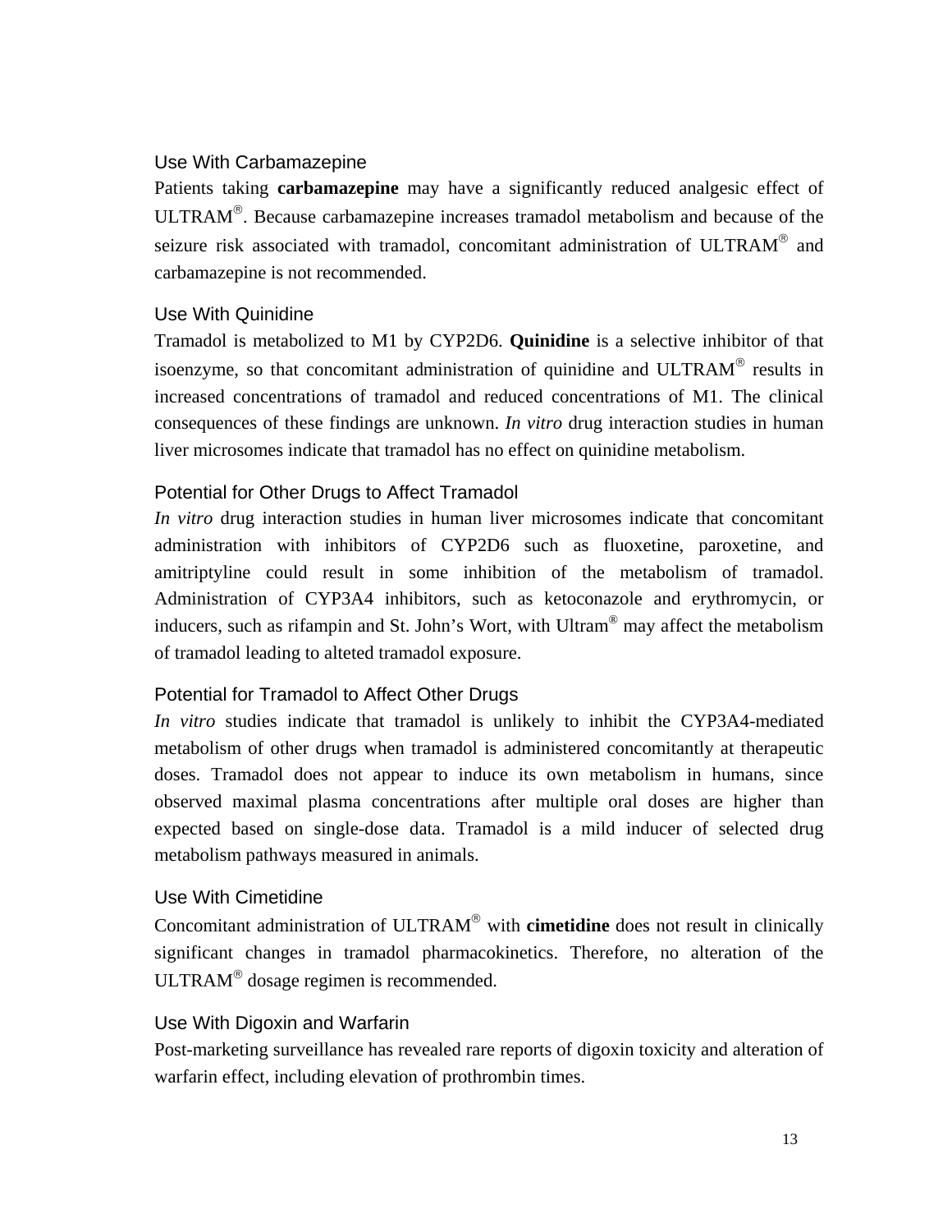### Use With Carbamazepine

Patients taking **carbamazepine** may have a significantly reduced analgesic effect of ULTRAM®. Because carbamazepine increases tramadol metabolism and because of the seizure risk associated with tramadol, concomitant administration of ULTRAM® and carbamazepine is not recommended.

### Use With Quinidine

Tramadol is metabolized to M1 by CYP2D6. **Quinidine** is a selective inhibitor of that isoenzyme, so that concomitant administration of quinidine and ULTRAM® results in increased concentrations of tramadol and reduced concentrations of M1. The clinical consequences of these findings are unknown. *In vitro* drug interaction studies in human liver microsomes indicate that tramadol has no effect on quinidine metabolism.

### Potential for Other Drugs to Affect Tramadol

*In vitro* drug interaction studies in human liver microsomes indicate that concomitant administration with inhibitors of CYP2D6 such as fluoxetine, paroxetine, and amitriptyline could result in some inhibition of the metabolism of tramadol. Administration of CYP3A4 inhibitors, such as ketoconazole and erythromycin, or inducers, such as rifampin and St. John's Wort, with Ultram® may affect the metabolism of tramadol leading to alteted tramadol exposure.

### Potential for Tramadol to Affect Other Drugs

*In vitro* studies indicate that tramadol is unlikely to inhibit the CYP3A4-mediated metabolism of other drugs when tramadol is administered concomitantly at therapeutic doses. Tramadol does not appear to induce its own metabolism in humans, since observed maximal plasma concentrations after multiple oral doses are higher than expected based on single-dose data. Tramadol is a mild inducer of selected drug metabolism pathways measured in animals.

### Use With Cimetidine

Concomitant administration of ULTRAM® with **cimetidine** does not result in clinically significant changes in tramadol pharmacokinetics. Therefore, no alteration of the ULTRAM® dosage regimen is recommended.

### Use With Digoxin and Warfarin

Post-marketing surveillance has revealed rare reports of digoxin toxicity and alteration of warfarin effect, including elevation of prothrombin times.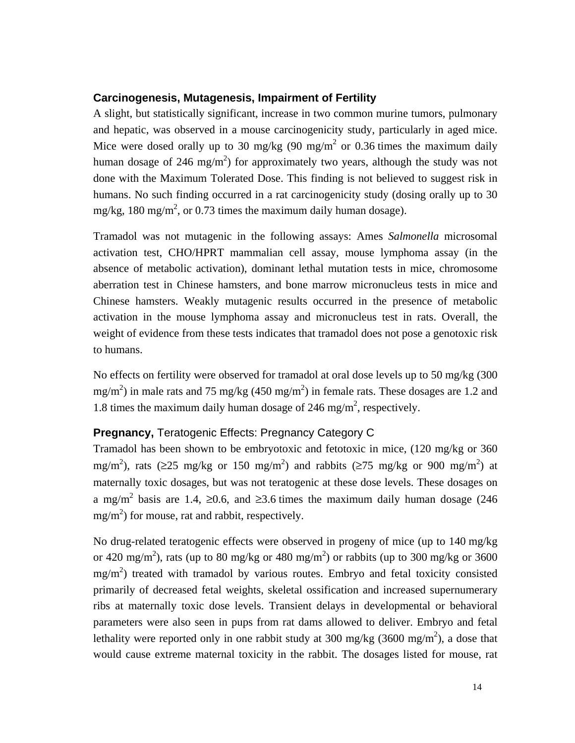### Carcinogenesis, Mutagenesis, Impairment of Fertility

A slight, but statistically significant, increase in two common murine tumors, pulmonary and hepatic, was observed in a mouse carcinogenicity study, particularly in aged mice. Mice were dosed orally up to 30 mg/kg (90 mg/m$^2$ or 0.36 times the maximum daily human dosage of 246 mg/m$^2$) for approximately two years, although the study was not done with the Maximum Tolerated Dose. This finding is not believed to suggest risk in humans. No such finding occurred in a rat carcinogenicity study (dosing orally up to 30 mg/kg, 180 mg/m$^2$, or 0.73 times the maximum daily human dosage).

Tramadol was not mutagenic in the following assays: Ames *Salmonella* microsomal activation test, CHO/HPRT mammalian cell assay, mouse lymphoma assay (in the absence of metabolic activation), dominant lethal mutation tests in mice, chromosome aberration test in Chinese hamsters, and bone marrow micronucleus tests in mice and Chinese hamsters. Weakly mutagenic results occurred in the presence of metabolic activation in the mouse lymphoma assay and micronucleus test in rats. Overall, the weight of evidence from these tests indicates that tramadol does not pose a genotoxic risk to humans.

No effects on fertility were observed for tramadol at oral dose levels up to 50 mg/kg (300 mg/m$^2$) in male rats and 75 mg/kg (450 mg/m$^2$) in female rats. These dosages are 1.2 and 1.8 times the maximum daily human dosage of 246 mg/m$^2$, respectively.

### **Pregnancy,** Teratogenic Effects: Pregnancy Category C

Tramadol has been shown to be embryotoxic and fetotoxic in mice, (120 mg/kg or 360 mg/m$^2$), rats ($\geq$25 mg/kg or 150 mg/m$^2$) and rabbits ($\geq$75 mg/kg or 900 mg/m$^2$) at maternally toxic dosages, but was not teratogenic at these dose levels. These dosages on a mg/m$^2$ basis are 1.4, $\geq$0.6, and $\geq$3.6 times the maximum daily human dosage (246 mg/m$^2$) for mouse, rat and rabbit, respectively.

No drug-related teratogenic effects were observed in progeny of mice (up to 140 mg/kg or 420 mg/m$^2$), rats (up to 80 mg/kg or 480 mg/m$^2$) or rabbits (up to 300 mg/kg or 3600 mg/m$^2$) treated with tramadol by various routes. Embryo and fetal toxicity consisted primarily of decreased fetal weights, skeletal ossification and increased supernumerary ribs at maternally toxic dose levels. Transient delays in developmental or behavioral parameters were also seen in pups from rat dams allowed to deliver. Embryo and fetal lethality were reported only in one rabbit study at 300 mg/kg (3600 mg/m$^2$), a dose that would cause extreme maternal toxicity in the rabbit. The dosages listed for mouse, rat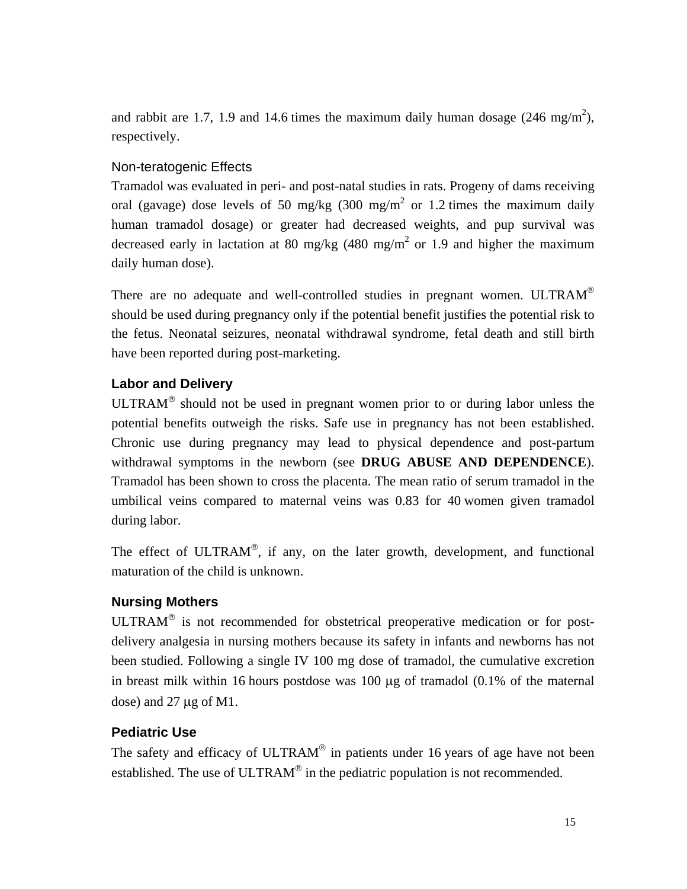and rabbit are 1.7, 1.9 and 14.6 times the maximum daily human dosage (246 $mg/m^2$), respectively.

### Non-teratogenic Effects

Tramadol was evaluated in peri- and post-natal studies in rats. Progeny of dams receiving oral (gavage) dose levels of 50 mg/kg (300 $mg/m^2$ or 1.2 times the maximum daily human tramadol dosage) or greater had decreased weights, and pup survival was decreased early in lactation at 80 mg/kg (480 $mg/m^2$ or 1.9 and higher the maximum daily human dose).

There are no adequate and well-controlled studies in pregnant women. ULTRAM® should be used during pregnancy only if the potential benefit justifies the potential risk to the fetus. Neonatal seizures, neonatal withdrawal syndrome, fetal death and still birth have been reported during post-marketing.

## Labor and Delivery

ULTRAM® should not be used in pregnant women prior to or during labor unless the potential benefits outweigh the risks. Safe use in pregnancy has not been established. Chronic use during pregnancy may lead to physical dependence and post-partum withdrawal symptoms in the newborn (see **DRUG ABUSE AND DEPENDENCE**). Tramadol has been shown to cross the placenta. The mean ratio of serum tramadol in the umbilical veins compared to maternal veins was 0.83 for 40 women given tramadol during labor.

The effect of ULTRAM®, if any, on the later growth, development, and functional maturation of the child is unknown.

## Nursing Mothers

ULTRAM® is not recommended for obstetrical preoperative medication or for post-delivery analgesia in nursing mothers because its safety in infants and newborns has not been studied. Following a single IV 100 mg dose of tramadol, the cumulative excretion in breast milk within 16 hours postdose was 100 μg of tramadol (0.1% of the maternal dose) and 27 μg of M1.

## Pediatric Use

The safety and efficacy of ULTRAM® in patients under 16 years of age have not been established. The use of ULTRAM® in the pediatric population is not recommended.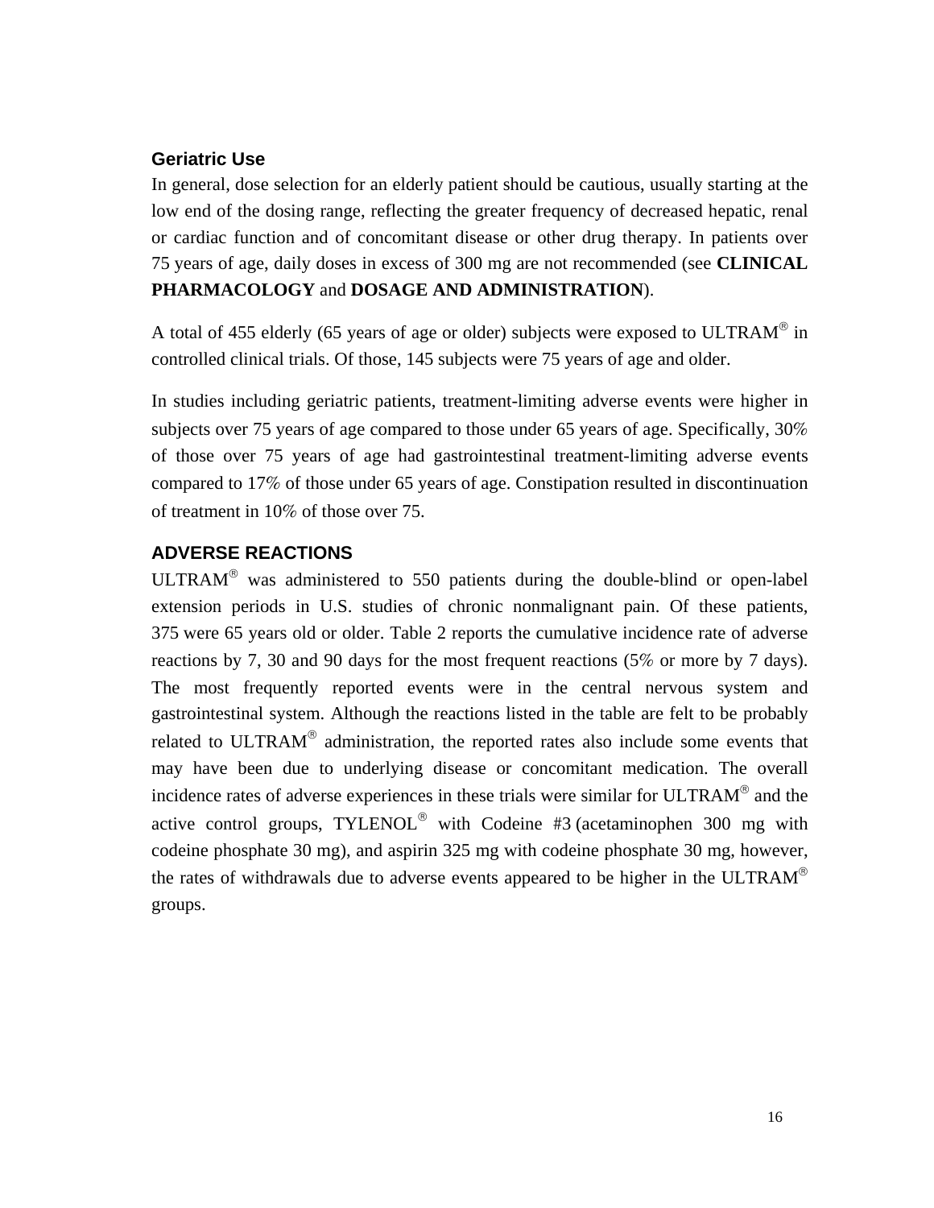### Geriatric Use

In general, dose selection for an elderly patient should be cautious, usually starting at the low end of the dosing range, reflecting the greater frequency of decreased hepatic, renal or cardiac function and of concomitant disease or other drug therapy. In patients over 75 years of age, daily doses in excess of 300 mg are not recommended (see **CLINICAL PHARMACOLOGY** and **DOSAGE AND ADMINISTRATION**).

A total of 455 elderly (65 years of age or older) subjects were exposed to ULTRAM® in controlled clinical trials. Of those, 145 subjects were 75 years of age and older.

In studies including geriatric patients, treatment-limiting adverse events were higher in subjects over 75 years of age compared to those under 65 years of age. Specifically, 30% of those over 75 years of age had gastrointestinal treatment-limiting adverse events compared to 17% of those under 65 years of age. Constipation resulted in discontinuation of treatment in 10% of those over 75.

## ADVERSE REACTIONS

ULTRAM® was administered to 550 patients during the double-blind or open-label extension periods in U.S. studies of chronic nonmalignant pain. Of these patients, 375 were 65 years old or older. Table 2 reports the cumulative incidence rate of adverse reactions by 7, 30 and 90 days for the most frequent reactions (5% or more by 7 days). The most frequently reported events were in the central nervous system and gastrointestinal system. Although the reactions listed in the table are felt to be probably related to ULTRAM® administration, the reported rates also include some events that may have been due to underlying disease or concomitant medication. The overall incidence rates of adverse experiences in these trials were similar for ULTRAM® and the active control groups, TYLENOL® with Codeine #3 (acetaminophen 300 mg with codeine phosphate 30 mg), and aspirin 325 mg with codeine phosphate 30 mg, however, the rates of withdrawals due to adverse events appeared to be higher in the ULTRAM® groups.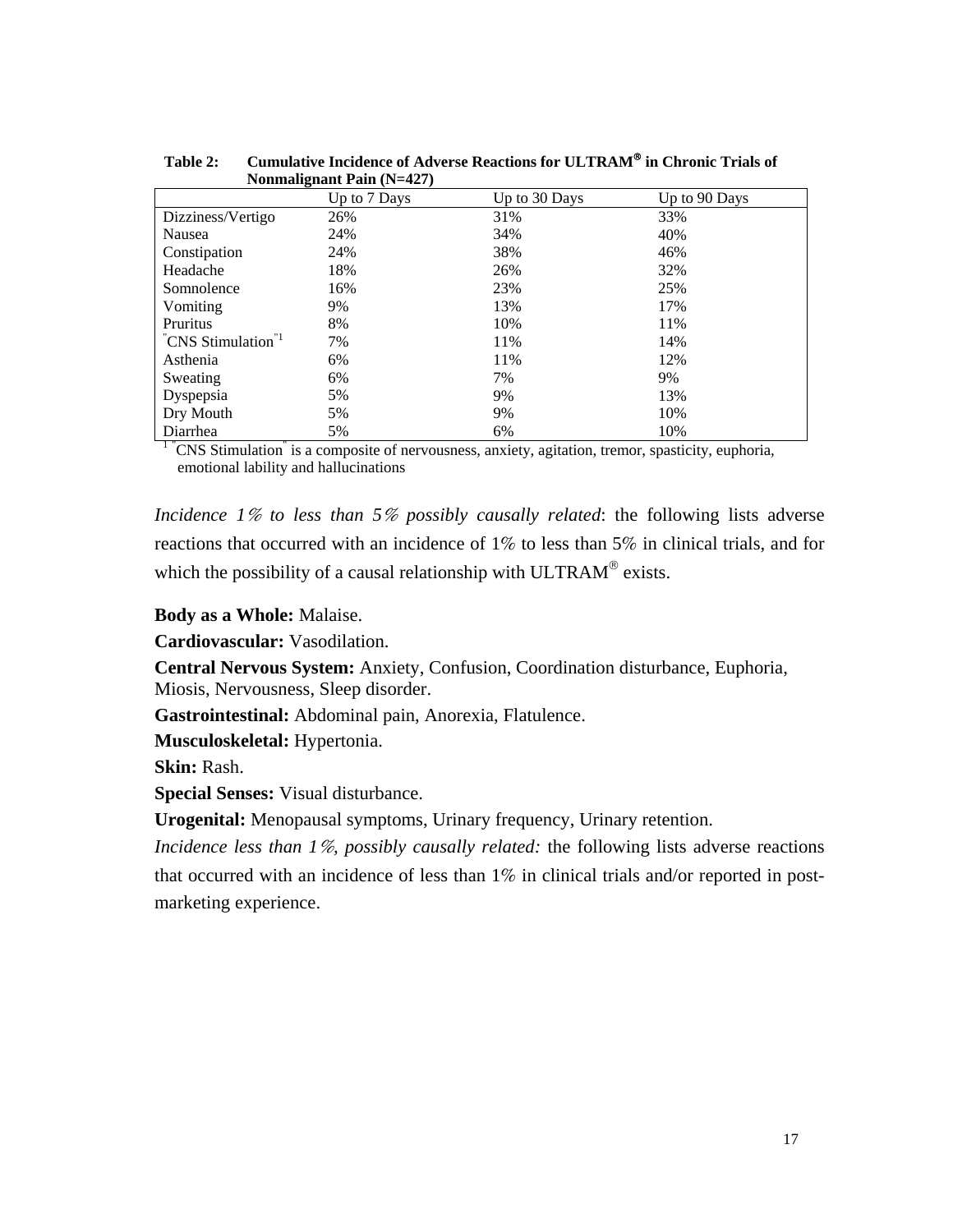**Table 2: Cumulative Incidence of Adverse Reactions for ULTRAM® in Chronic Trials of Nonmalignant Pain (N=427)**

| | Up to 7 Days | Up to 30 Days | Up to 90 Days |
|---|---|---|---|
| Dizziness/Vertigo | 26% | 31% | 33% |
| Nausea | 24% | 34% | 40% |
| Constipation | 24% | 38% | 46% |
| Headache | 18% | 26% | 32% |
| Somnolence | 16% | 23% | 25% |
| Vomiting | 9% | 13% | 17% |
| Pruritus | 8% | 10% | 11% |
| "CNS Stimulation"[1] | 7% | 11% | 14% |
| Asthenia | 6% | 11% | 12% |
| Sweating | 6% | 7% | 9% |
| Dyspepsia | 5% | 9% | 13% |
| Dry Mouth | 5% | 9% | 10% |
| Diarrhea | 5% | 6% | 10% |

[1] "CNS Stimulation" is a composite of nervousness, anxiety, agitation, tremor, spasticity, euphoria, emotional lability and hallucinations

*Incidence 1% to less than 5% possibly causally related*: the following lists adverse reactions that occurred with an incidence of 1% to less than 5% in clinical trials, and for which the possibility of a causal relationship with ULTRAM® exists.

**Body as a Whole:** Malaise.

**Cardiovascular:** Vasodilation.

**Central Nervous System:** Anxiety, Confusion, Coordination disturbance, Euphoria, Miosis, Nervousness, Sleep disorder.

**Gastrointestinal:** Abdominal pain, Anorexia, Flatulence.

**Musculoskeletal:** Hypertonia.

**Skin:** Rash.

**Special Senses:** Visual disturbance.

**Urogenital:** Menopausal symptoms, Urinary frequency, Urinary retention.

*Incidence less than 1%, possibly causally related:* the following lists adverse reactions that occurred with an incidence of less than 1% in clinical trials and/or reported in post-marketing experience.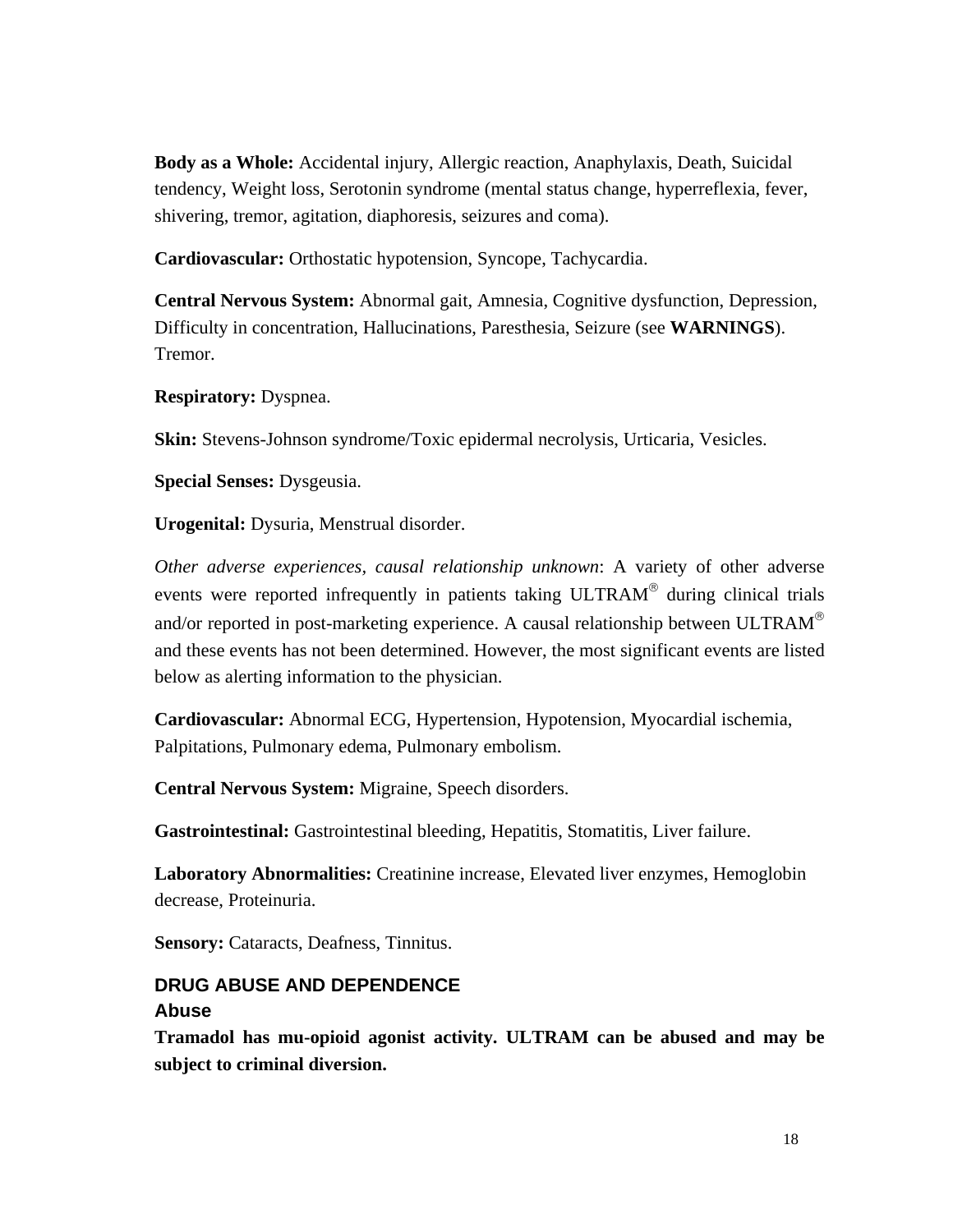**Body as a Whole:** Accidental injury, Allergic reaction, Anaphylaxis, Death, Suicidal tendency, Weight loss, Serotonin syndrome (mental status change, hyperreflexia, fever, shivering, tremor, agitation, diaphoresis, seizures and coma).

**Cardiovascular:** Orthostatic hypotension, Syncope, Tachycardia.

**Central Nervous System:** Abnormal gait, Amnesia, Cognitive dysfunction, Depression, Difficulty in concentration, Hallucinations, Paresthesia, Seizure (see **WARNINGS**). Tremor.

**Respiratory:** Dyspnea.

**Skin:** Stevens-Johnson syndrome/Toxic epidermal necrolysis, Urticaria, Vesicles.

**Special Senses:** Dysgeusia.

**Urogenital:** Dysuria, Menstrual disorder.

*Other adverse experiences, causal relationship unknown*: A variety of other adverse events were reported infrequently in patients taking ULTRAM® during clinical trials and/or reported in post-marketing experience. A causal relationship between ULTRAM® and these events has not been determined. However, the most significant events are listed below as alerting information to the physician.

**Cardiovascular:** Abnormal ECG, Hypertension, Hypotension, Myocardial ischemia, Palpitations, Pulmonary edema, Pulmonary embolism.

**Central Nervous System:** Migraine, Speech disorders.

**Gastrointestinal:** Gastrointestinal bleeding, Hepatitis, Stomatitis, Liver failure.

**Laboratory Abnormalities:** Creatinine increase, Elevated liver enzymes, Hemoglobin decrease, Proteinuria.

**Sensory:** Cataracts, Deafness, Tinnitus.

## DRUG ABUSE AND DEPENDENCE

### Abuse

**Tramadol has mu-opioid agonist activity. ULTRAM can be abused and may be subject to criminal diversion.**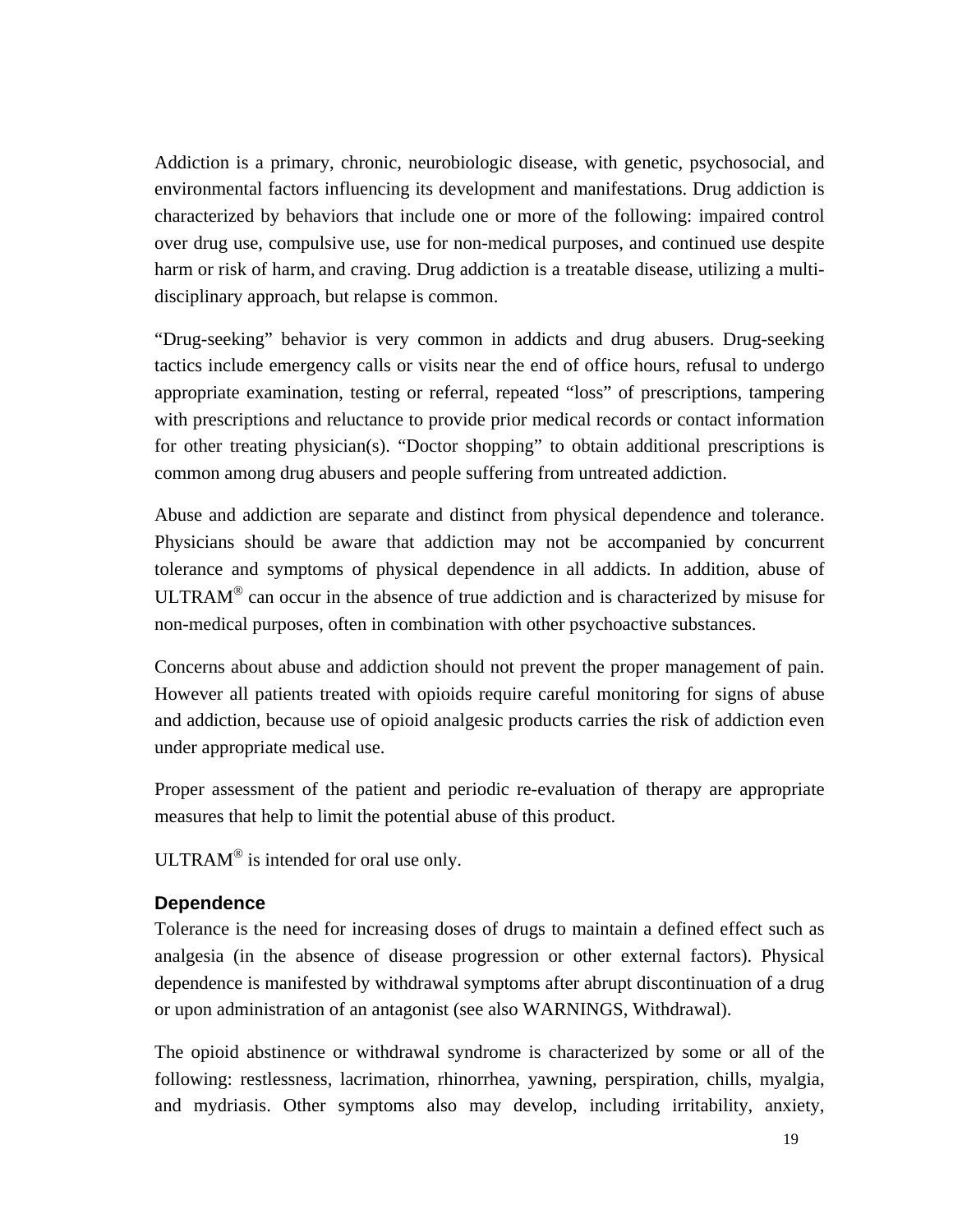Addiction is a primary, chronic, neurobiologic disease, with genetic, psychosocial, and environmental factors influencing its development and manifestations. Drug addiction is characterized by behaviors that include one or more of the following: impaired control over drug use, compulsive use, use for non-medical purposes, and continued use despite harm or risk of harm, and craving. Drug addiction is a treatable disease, utilizing a multi-disciplinary approach, but relapse is common.

"Drug-seeking" behavior is very common in addicts and drug abusers. Drug-seeking tactics include emergency calls or visits near the end of office hours, refusal to undergo appropriate examination, testing or referral, repeated "loss" of prescriptions, tampering with prescriptions and reluctance to provide prior medical records or contact information for other treating physician(s). "Doctor shopping" to obtain additional prescriptions is common among drug abusers and people suffering from untreated addiction.

Abuse and addiction are separate and distinct from physical dependence and tolerance. Physicians should be aware that addiction may not be accompanied by concurrent tolerance and symptoms of physical dependence in all addicts. In addition, abuse of ULTRAM® can occur in the absence of true addiction and is characterized by misuse for non-medical purposes, often in combination with other psychoactive substances.

Concerns about abuse and addiction should not prevent the proper management of pain. However all patients treated with opioids require careful monitoring for signs of abuse and addiction, because use of opioid analgesic products carries the risk of addiction even under appropriate medical use.

Proper assessment of the patient and periodic re-evaluation of therapy are appropriate measures that help to limit the potential abuse of this product.

ULTRAM® is intended for oral use only.

### Dependence

Tolerance is the need for increasing doses of drugs to maintain a defined effect such as analgesia (in the absence of disease progression or other external factors). Physical dependence is manifested by withdrawal symptoms after abrupt discontinuation of a drug or upon administration of an antagonist (see also WARNINGS, Withdrawal).

The opioid abstinence or withdrawal syndrome is characterized by some or all of the following: restlessness, lacrimation, rhinorrhea, yawning, perspiration, chills, myalgia, and mydriasis. Other symptoms also may develop, including irritability, anxiety,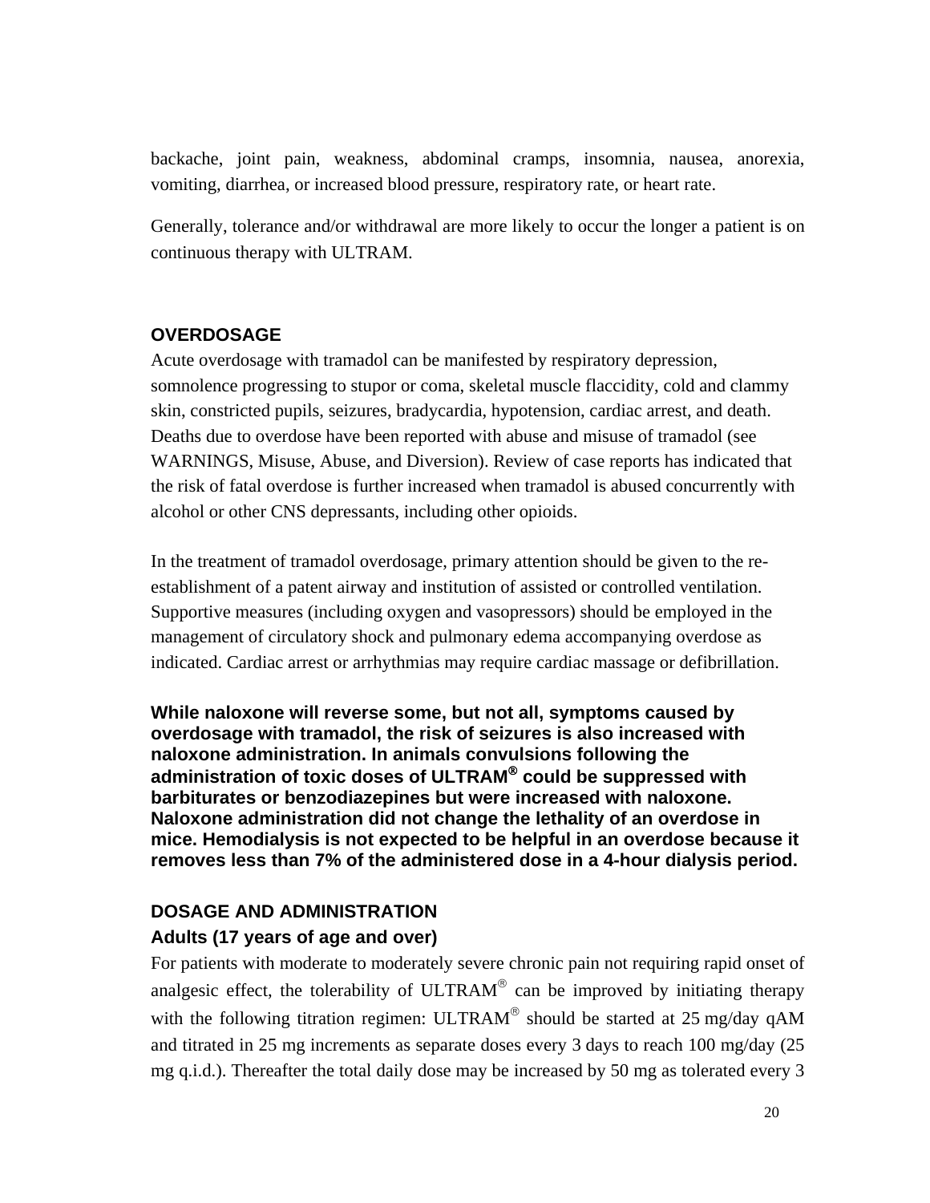backache, joint pain, weakness, abdominal cramps, insomnia, nausea, anorexia, vomiting, diarrhea, or increased blood pressure, respiratory rate, or heart rate.

Generally, tolerance and/or withdrawal are more likely to occur the longer a patient is on continuous therapy with ULTRAM.

## OVERDOSAGE

Acute overdosage with tramadol can be manifested by respiratory depression, somnolence progressing to stupor or coma, skeletal muscle flaccidity, cold and clammy skin, constricted pupils, seizures, bradycardia, hypotension, cardiac arrest, and death. Deaths due to overdose have been reported with abuse and misuse of tramadol (see WARNINGS, Misuse, Abuse, and Diversion). Review of case reports has indicated that the risk of fatal overdose is further increased when tramadol is abused concurrently with alcohol or other CNS depressants, including other opioids.

In the treatment of tramadol overdosage, primary attention should be given to the re-establishment of a patent airway and institution of assisted or controlled ventilation. Supportive measures (including oxygen and vasopressors) should be employed in the management of circulatory shock and pulmonary edema accompanying overdose as indicated. Cardiac arrest or arrhythmias may require cardiac massage or defibrillation.

**While naloxone will reverse some, but not all, symptoms caused by overdosage with tramadol, the risk of seizures is also increased with naloxone administration. In animals convulsions following the administration of toxic doses of ULTRAM® could be suppressed with barbiturates or benzodiazepines but were increased with naloxone. Naloxone administration did not change the lethality of an overdose in mice. Hemodialysis is not expected to be helpful in an overdose because it removes less than 7% of the administered dose in a 4-hour dialysis period.**

## DOSAGE AND ADMINISTRATION

### Adults (17 years of age and over)

For patients with moderate to moderately severe chronic pain not requiring rapid onset of analgesic effect, the tolerability of ULTRAM® can be improved by initiating therapy with the following titration regimen: ULTRAM® should be started at 25 mg/day qAM and titrated in 25 mg increments as separate doses every 3 days to reach 100 mg/day (25 mg q.i.d.). Thereafter the total daily dose may be increased by 50 mg as tolerated every 3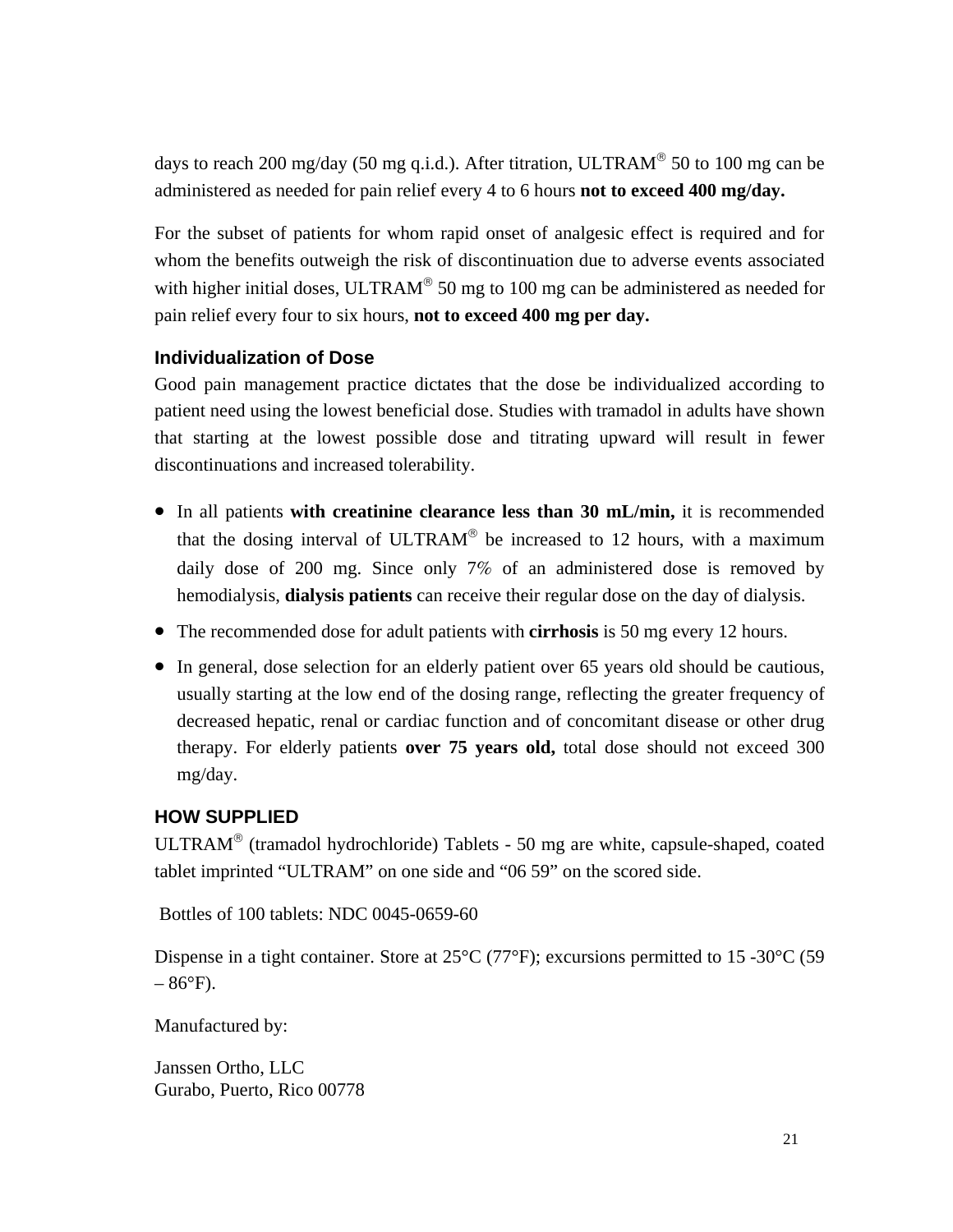days to reach 200 mg/day (50 mg q.i.d.). After titration, ULTRAM® 50 to 100 mg can be administered as needed for pain relief every 4 to 6 hours **not to exceed 400 mg/day.**

For the subset of patients for whom rapid onset of analgesic effect is required and for whom the benefits outweigh the risk of discontinuation due to adverse events associated with higher initial doses, ULTRAM® 50 mg to 100 mg can be administered as needed for pain relief every four to six hours, **not to exceed 400 mg per day.**

### Individualization of Dose

Good pain management practice dictates that the dose be individualized according to patient need using the lowest beneficial dose. Studies with tramadol in adults have shown that starting at the lowest possible dose and titrating upward will result in fewer discontinuations and increased tolerability.

- In all patients **with creatinine clearance less than 30 mL/min,** it is recommended that the dosing interval of ULTRAM® be increased to 12 hours, with a maximum daily dose of 200 mg. Since only 7% of an administered dose is removed by hemodialysis, **dialysis patients** can receive their regular dose on the day of dialysis.
- The recommended dose for adult patients with **cirrhosis** is 50 mg every 12 hours.
- In general, dose selection for an elderly patient over 65 years old should be cautious, usually starting at the low end of the dosing range, reflecting the greater frequency of decreased hepatic, renal or cardiac function and of concomitant disease or other drug therapy. For elderly patients **over 75 years old,** total dose should not exceed 300 mg/day.

## HOW SUPPLIED

ULTRAM® (tramadol hydrochloride) Tablets - 50 mg are white, capsule-shaped, coated tablet imprinted "ULTRAM" on one side and "06 59" on the scored side.

Bottles of 100 tablets: NDC 0045-0659-60

Dispense in a tight container. Store at 25°C (77°F); excursions permitted to 15 -30°C (59 – 86°F).

Manufactured by:

Janssen Ortho, LLC
Gurabo, Puerto, Rico 00778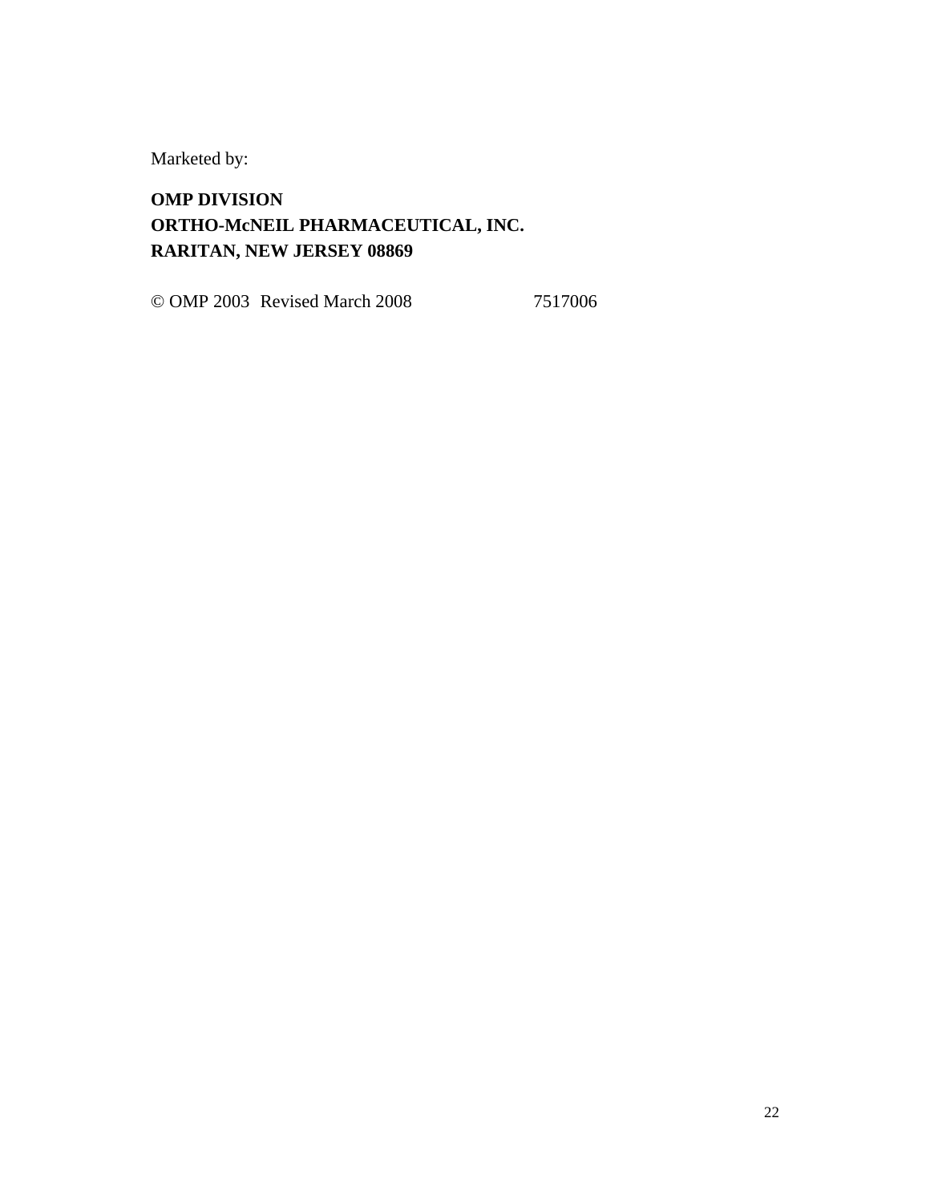Marketed by:

**OMP DIVISION**
**ORTHO-McNEIL PHARMACEUTICAL, INC.**
**RARITAN, NEW JERSEY 08869**

© OMP 2003 Revised March 2008 7517006